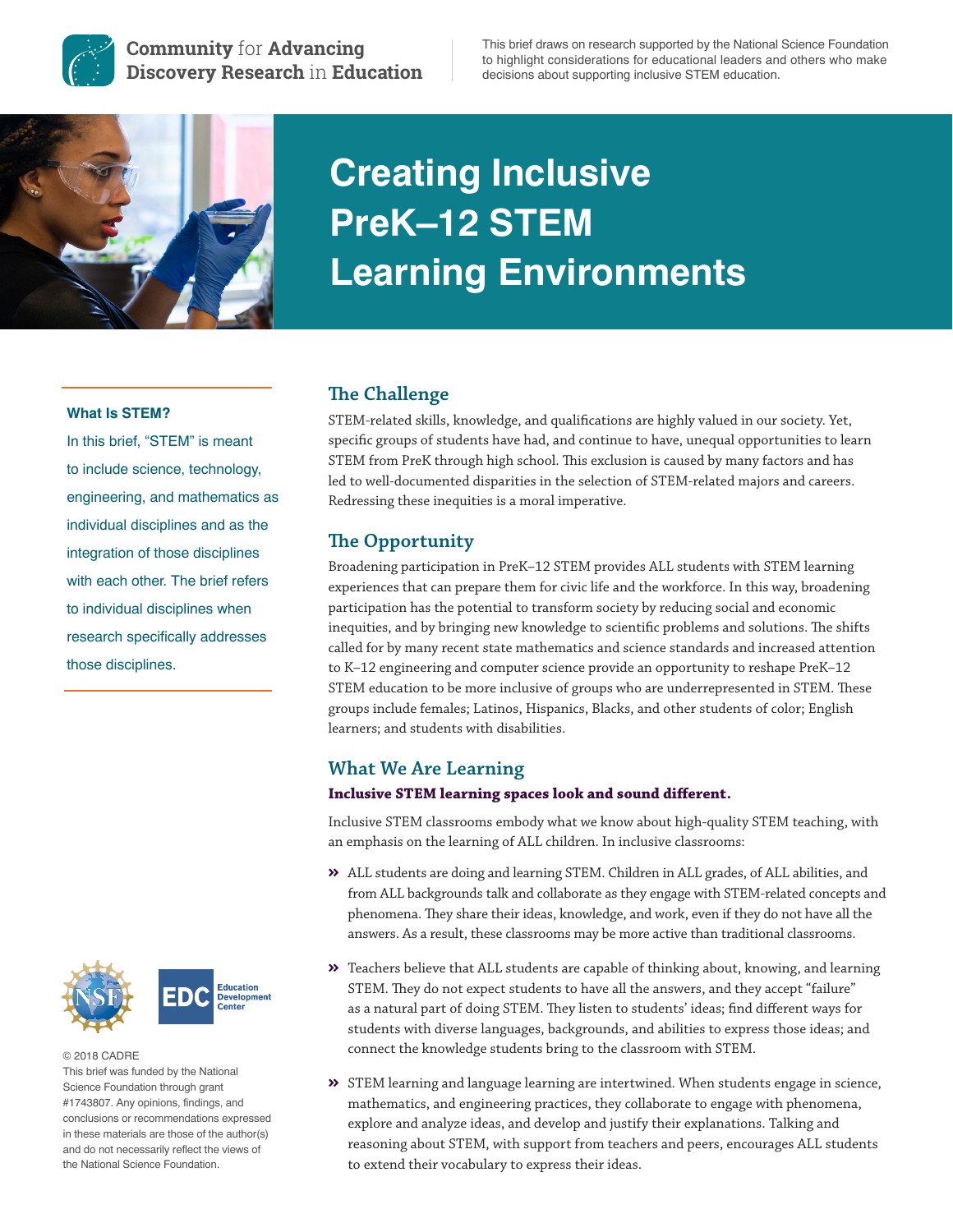**Community for Advancing Discovery Research in Education**

This brief draws on research supported by the National Science Foundation to highlight considerations for educational leaders and others who make decisions about supporting inclusive STEM education.

# Creating Inclusive PreK–12 STEM Learning Environments

## The Challenge

STEM-related skills, knowledge, and qualifications are highly valued in our society. Yet, specific groups of students have had, and continue to have, unequal opportunities to learn STEM from PreK through high school. This exclusion is caused by many factors and has led to well-documented disparities in the selection of STEM-related majors and careers. Redressing these inequities is a moral imperative.

## The Opportunity

Broadening participation in PreK–12 STEM provides ALL students with STEM learning experiences that can prepare them for civic life and the workforce. In this way, broadening participation has the potential to transform society by reducing social and economic inequities, and by bringing new knowledge to scientific problems and solutions. The shifts called for by many recent state mathematics and science standards and increased attention to K–12 engineering and computer science provide an opportunity to reshape PreK–12 STEM education to be more inclusive of groups who are underrepresented in STEM. These groups include females; Latinos, Hispanics, Blacks, and other students of color; English learners; and students with disabilities.

## What We Are Learning

**Inclusive STEM learning spaces look and sound different.**

Inclusive STEM classrooms embody what we know about high-quality STEM teaching, with an emphasis on the learning of ALL children. In inclusive classrooms:

- ALL students are doing and learning STEM. Children in ALL grades, of ALL abilities, and from ALL backgrounds talk and collaborate as they engage with STEM-related concepts and phenomena. They share their ideas, knowledge, and work, even if they do not have all the answers. As a result, these classrooms may be more active than traditional classrooms.
- Teachers believe that ALL students are capable of thinking about, knowing, and learning STEM. They do not expect students to have all the answers, and they accept "failure" as a natural part of doing STEM. They listen to students' ideas; find different ways for students with diverse languages, backgrounds, and abilities to express those ideas; and connect the knowledge students bring to the classroom with STEM.
- STEM learning and language learning are intertwined. When students engage in science, mathematics, and engineering practices, they collaborate to engage with phenomena, explore and analyze ideas, and develop and justify their explanations. Talking and reasoning about STEM, with support from teachers and peers, encourages ALL students to extend their vocabulary to express their ideas.

**What Is STEM?**

In this brief, "STEM" is meant to include science, technology, engineering, and mathematics as individual disciplines and as the integration of those disciplines with each other. The brief refers to individual disciplines when research specifically addresses those disciplines.

NSF | EDC Education Development Center

© 2018 CADRE
This brief was funded by the National Science Foundation through grant #1743807. Any opinions, findings, and conclusions or recommendations expressed in these materials are those of the author(s) and do not necessarily reflect the views of the National Science Foundation.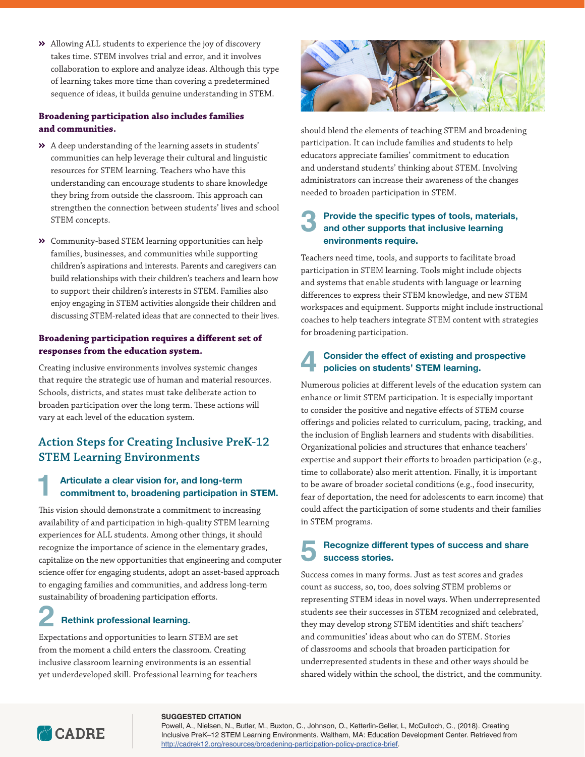» Allowing ALL students to experience the joy of discovery takes time. STEM involves trial and error, and it involves collaboration to explore and analyze ideas. Although this type of learning takes more time than covering a predetermined sequence of ideas, it builds genuine understanding in STEM.

**Broadening participation also includes families and communities.**

» A deep understanding of the learning assets in students' communities can help leverage their cultural and linguistic resources for STEM learning. Teachers who have this understanding can encourage students to share knowledge they bring from outside the classroom. This approach can strengthen the connection between students' lives and school STEM concepts.

» Community-based STEM learning opportunities can help families, businesses, and communities while supporting children's aspirations and interests. Parents and caregivers can build relationships with their children's teachers and learn how to support their children's interests in STEM. Families also enjoy engaging in STEM activities alongside their children and discussing STEM-related ideas that are connected to their lives.

**Broadening participation requires a different set of responses from the education system.**

Creating inclusive environments involves systemic changes that require the strategic use of human and material resources. Schools, districts, and states must take deliberate action to broaden participation over the long term. These actions will vary at each level of the education system.

## Action Steps for Creating Inclusive PreK-12 STEM Learning Environments

### 1 Articulate a clear vision for, and long-term commitment to, broadening participation in STEM.

This vision should demonstrate a commitment to increasing availability of and participation in high-quality STEM learning experiences for ALL students. Among other things, it should recognize the importance of science in the elementary grades, capitalize on the new opportunities that engineering and computer science offer for engaging students, adopt an asset-based approach to engaging families and communities, and address long-term sustainability of broadening participation efforts.

### 2 Rethink professional learning.

Expectations and opportunities to learn STEM are set from the moment a child enters the classroom. Creating inclusive classroom learning environments is an essential yet underdeveloped skill. Professional learning for teachers should blend the elements of teaching STEM and broadening participation. It can include families and students to help educators appreciate families' commitment to education and understand students' thinking about STEM. Involving administrators can increase their awareness of the changes needed to broaden participation in STEM.

### 3 Provide the specific types of tools, materials, and other supports that inclusive learning environments require.

Teachers need time, tools, and supports to facilitate broad participation in STEM learning. Tools might include objects and systems that enable students with language or learning differences to express their STEM knowledge, and new STEM workspaces and equipment. Supports might include instructional coaches to help teachers integrate STEM content with strategies for broadening participation.

### 4 Consider the effect of existing and prospective policies on students' STEM learning.

Numerous policies at different levels of the education system can enhance or limit STEM participation. It is especially important to consider the positive and negative effects of STEM course offerings and policies related to curriculum, pacing, tracking, and the inclusion of English learners and students with disabilities. Organizational policies and structures that enhance teachers' expertise and support their efforts to broaden participation (e.g., time to collaborate) also merit attention. Finally, it is important to be aware of broader societal conditions (e.g., food insecurity, fear of deportation, the need for adolescents to earn income) that could affect the participation of some students and their families in STEM programs.

### 5 Recognize different types of success and share success stories.

Success comes in many forms. Just as test scores and grades count as success, so, too, does solving STEM problems or representing STEM ideas in novel ways. When underrepresented students see their successes in STEM recognized and celebrated, they may develop strong STEM identities and shift teachers' and communities' ideas about who can do STEM. Stories of classrooms and schools that broaden participation for underrepresented students in these and other ways should be shared widely within the school, the district, and the community.

CADRE

**SUGGESTED CITATION**

Powell, A., Nielsen, N., Butler, M., Buxton, C., Johnson, O., Ketterlin-Geller, L, McCulloch, C., (2018). Creating Inclusive PreK–12 STEM Learning Environments. Waltham, MA: Education Development Center. Retrieved from http://cadrek12.org/resources/broadening-participation-policy-practice-brief.